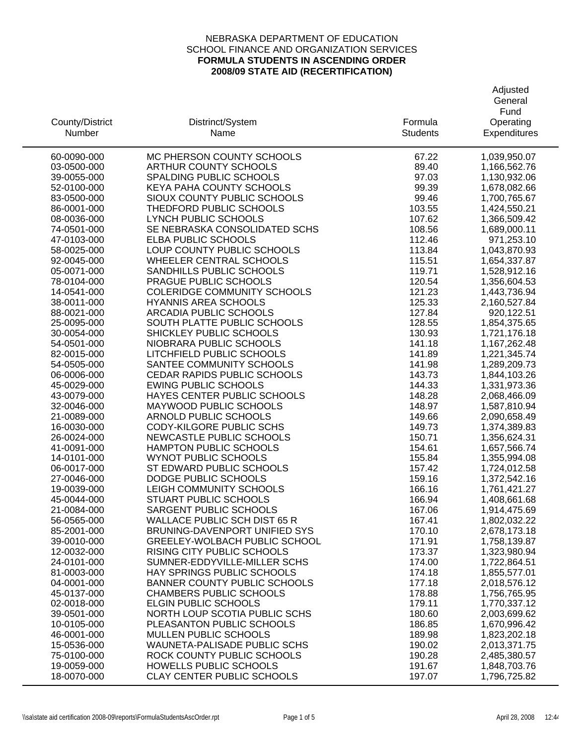NEBRASKA DEPARTMENT OF EDUCATION
SCHOOL FINANCE AND ORGANIZATION SERVICES
**FORMULA STUDENTS IN ASCENDING ORDER**
**2008/09 STATE AID (RECERTIFICATION)**

| County/District Number | Distrinct/System Name | Formula Students | Adjusted General Fund Operating Expenditures |
|---|---|---|---|
| 60-0090-000 | MC PHERSON COUNTY SCHOOLS | 67.22 | 1,039,950.07 |
| 03-0500-000 | ARTHUR COUNTY SCHOOLS | 89.40 | 1,166,562.76 |
| 39-0055-000 | SPALDING PUBLIC SCHOOLS | 97.03 | 1,130,932.06 |
| 52-0100-000 | KEYA PAHA COUNTY SCHOOLS | 99.39 | 1,678,082.66 |
| 83-0500-000 | SIOUX COUNTY PUBLIC SCHOOLS | 99.46 | 1,700,765.67 |
| 86-0001-000 | THEDFORD PUBLIC SCHOOLS | 103.55 | 1,424,550.21 |
| 08-0036-000 | LYNCH PUBLIC SCHOOLS | 107.62 | 1,366,509.42 |
| 74-0501-000 | SE NEBRASKA CONSOLIDATED SCHS | 108.56 | 1,689,000.11 |
| 47-0103-000 | ELBA PUBLIC SCHOOLS | 112.46 | 971,253.10 |
| 58-0025-000 | LOUP COUNTY PUBLIC SCHOOLS | 113.84 | 1,043,870.93 |
| 92-0045-000 | WHEELER CENTRAL SCHOOLS | 115.51 | 1,654,337.87 |
| 05-0071-000 | SANDHILLS PUBLIC SCHOOLS | 119.71 | 1,528,912.16 |
| 78-0104-000 | PRAGUE PUBLIC SCHOOLS | 120.54 | 1,356,604.53 |
| 14-0541-000 | COLERIDGE COMMUNITY SCHOOLS | 121.23 | 1,443,736.94 |
| 38-0011-000 | HYANNIS AREA SCHOOLS | 125.33 | 2,160,527.84 |
| 88-0021-000 | ARCADIA PUBLIC SCHOOLS | 127.84 | 920,122.51 |
| 25-0095-000 | SOUTH PLATTE PUBLIC SCHOOLS | 128.55 | 1,854,375.65 |
| 30-0054-000 | SHICKLEY PUBLIC SCHOOLS | 130.93 | 1,721,176.18 |
| 54-0501-000 | NIOBRARA PUBLIC SCHOOLS | 141.18 | 1,167,262.48 |
| 82-0015-000 | LITCHFIELD PUBLIC SCHOOLS | 141.89 | 1,221,345.74 |
| 54-0505-000 | SANTEE COMMUNITY SCHOOLS | 141.98 | 1,289,209.73 |
| 06-0006-000 | CEDAR RAPIDS PUBLIC SCHOOLS | 143.73 | 1,844,103.26 |
| 45-0029-000 | EWING PUBLIC SCHOOLS | 144.33 | 1,331,973.36 |
| 43-0079-000 | HAYES CENTER PUBLIC SCHOOLS | 148.28 | 2,068,466.09 |
| 32-0046-000 | MAYWOOD PUBLIC SCHOOLS | 148.97 | 1,587,810.94 |
| 21-0089-000 | ARNOLD PUBLIC SCHOOLS | 149.66 | 2,090,658.49 |
| 16-0030-000 | CODY-KILGORE PUBLIC SCHS | 149.73 | 1,374,389.83 |
| 26-0024-000 | NEWCASTLE PUBLIC SCHOOLS | 150.71 | 1,356,624.31 |
| 41-0091-000 | HAMPTON PUBLIC SCHOOLS | 154.61 | 1,657,566.74 |
| 14-0101-000 | WYNOT PUBLIC SCHOOLS | 155.84 | 1,355,994.08 |
| 06-0017-000 | ST EDWARD PUBLIC SCHOOLS | 157.42 | 1,724,012.58 |
| 27-0046-000 | DODGE PUBLIC SCHOOLS | 159.16 | 1,372,542.16 |
| 19-0039-000 | LEIGH COMMUNITY SCHOOLS | 166.16 | 1,761,421.27 |
| 45-0044-000 | STUART PUBLIC SCHOOLS | 166.94 | 1,408,661.68 |
| 21-0084-000 | SARGENT PUBLIC SCHOOLS | 167.06 | 1,914,475.69 |
| 56-0565-000 | WALLACE PUBLIC SCH DIST 65 R | 167.41 | 1,802,032.22 |
| 85-2001-000 | BRUNING-DAVENPORT UNIFIED SYS | 170.10 | 2,678,173.18 |
| 39-0010-000 | GREELEY-WOLBACH PUBLIC SCHOOL | 171.91 | 1,758,139.87 |
| 12-0032-000 | RISING CITY PUBLIC SCHOOLS | 173.37 | 1,323,980.94 |
| 24-0101-000 | SUMNER-EDDYVILLE-MILLER SCHS | 174.00 | 1,722,864.51 |
| 81-0003-000 | HAY SPRINGS PUBLIC SCHOOLS | 174.18 | 1,855,577.01 |
| 04-0001-000 | BANNER COUNTY PUBLIC SCHOOLS | 177.18 | 2,018,576.12 |
| 45-0137-000 | CHAMBERS PUBLIC SCHOOLS | 178.88 | 1,756,765.95 |
| 02-0018-000 | ELGIN PUBLIC SCHOOLS | 179.11 | 1,770,337.12 |
| 39-0501-000 | NORTH LOUP SCOTIA PUBLIC SCHS | 180.60 | 2,003,699.62 |
| 10-0105-000 | PLEASANTON PUBLIC SCHOOLS | 186.85 | 1,670,996.42 |
| 46-0001-000 | MULLEN PUBLIC SCHOOLS | 189.98 | 1,823,202.18 |
| 15-0536-000 | WAUNETA-PALISADE PUBLIC SCHS | 190.02 | 2,013,371.75 |
| 75-0100-000 | ROCK COUNTY PUBLIC SCHOOLS | 190.28 | 2,485,380.57 |
| 19-0059-000 | HOWELLS PUBLIC SCHOOLS | 191.67 | 1,848,703.76 |
| 18-0070-000 | CLAY CENTER PUBLIC SCHOOLS | 197.07 | 1,796,725.82 |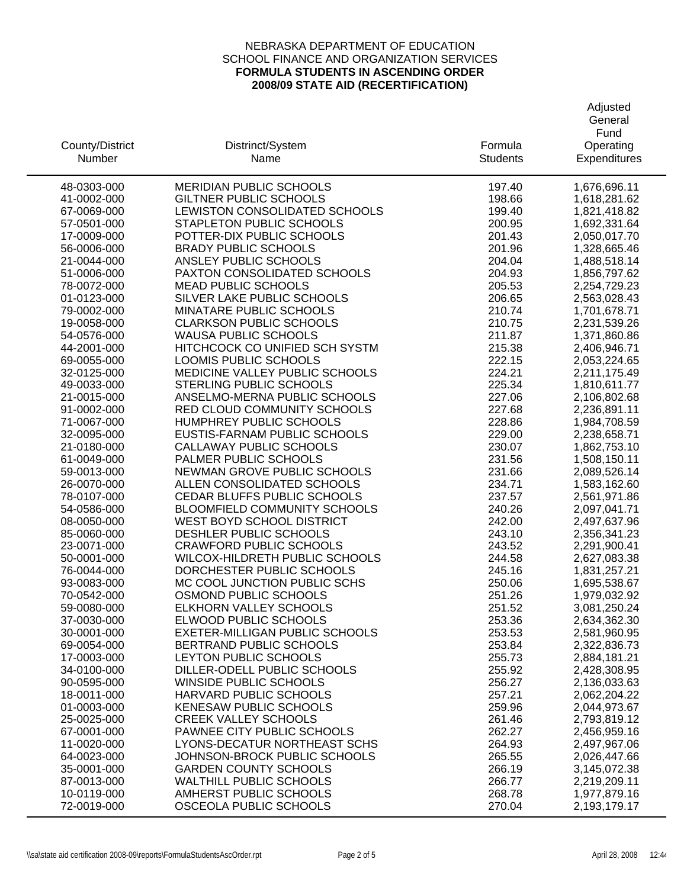NEBRASKA DEPARTMENT OF EDUCATION
SCHOOL FINANCE AND ORGANIZATION SERVICES
**FORMULA STUDENTS IN ASCENDING ORDER**
**2008/09 STATE AID (RECERTIFICATION)**

| County/District Number | Distrinct/System Name | Formula Students | Adjusted General Fund Operating Expenditures |
|---|---|---|---|
| 48-0303-000 | MERIDIAN PUBLIC SCHOOLS | 197.40 | 1,676,696.11 |
| 41-0002-000 | GILTNER PUBLIC SCHOOLS | 198.66 | 1,618,281.62 |
| 67-0069-000 | LEWISTON CONSOLIDATED SCHOOLS | 199.40 | 1,821,418.82 |
| 57-0501-000 | STAPLETON PUBLIC SCHOOLS | 200.95 | 1,692,331.64 |
| 17-0009-000 | POTTER-DIX PUBLIC SCHOOLS | 201.43 | 2,050,017.70 |
| 56-0006-000 | BRADY PUBLIC SCHOOLS | 201.96 | 1,328,665.46 |
| 21-0044-000 | ANSLEY PUBLIC SCHOOLS | 204.04 | 1,488,518.14 |
| 51-0006-000 | PAXTON CONSOLIDATED SCHOOLS | 204.93 | 1,856,797.62 |
| 78-0072-000 | MEAD PUBLIC SCHOOLS | 205.53 | 2,254,729.23 |
| 01-0123-000 | SILVER LAKE PUBLIC SCHOOLS | 206.65 | 2,563,028.43 |
| 79-0002-000 | MINATARE PUBLIC SCHOOLS | 210.74 | 1,701,678.71 |
| 19-0058-000 | CLARKSON PUBLIC SCHOOLS | 210.75 | 2,231,539.26 |
| 54-0576-000 | WAUSA PUBLIC SCHOOLS | 211.87 | 1,371,860.86 |
| 44-2001-000 | HITCHCOCK CO UNIFIED SCH SYSTM | 215.38 | 2,406,946.71 |
| 69-0055-000 | LOOMIS PUBLIC SCHOOLS | 222.15 | 2,053,224.65 |
| 32-0125-000 | MEDICINE VALLEY PUBLIC SCHOOLS | 224.21 | 2,211,175.49 |
| 49-0033-000 | STERLING PUBLIC SCHOOLS | 225.34 | 1,810,611.77 |
| 21-0015-000 | ANSELMO-MERNA PUBLIC SCHOOLS | 227.06 | 2,106,802.68 |
| 91-0002-000 | RED CLOUD COMMUNITY SCHOOLS | 227.68 | 2,236,891.11 |
| 71-0067-000 | HUMPHREY PUBLIC SCHOOLS | 228.86 | 1,984,708.59 |
| 32-0095-000 | EUSTIS-FARNAM PUBLIC SCHOOLS | 229.00 | 2,238,658.71 |
| 21-0180-000 | CALLAWAY PUBLIC SCHOOLS | 230.07 | 1,862,753.10 |
| 61-0049-000 | PALMER PUBLIC SCHOOLS | 231.56 | 1,508,150.11 |
| 59-0013-000 | NEWMAN GROVE PUBLIC SCHOOLS | 231.66 | 2,089,526.14 |
| 26-0070-000 | ALLEN CONSOLIDATED SCHOOLS | 234.71 | 1,583,162.60 |
| 78-0107-000 | CEDAR BLUFFS PUBLIC SCHOOLS | 237.57 | 2,561,971.86 |
| 54-0586-000 | BLOOMFIELD COMMUNITY SCHOOLS | 240.26 | 2,097,041.71 |
| 08-0050-000 | WEST BOYD SCHOOL DISTRICT | 242.00 | 2,497,637.96 |
| 85-0060-000 | DESHLER PUBLIC SCHOOLS | 243.10 | 2,356,341.23 |
| 23-0071-000 | CRAWFORD PUBLIC SCHOOLS | 243.52 | 2,291,900.41 |
| 50-0001-000 | WILCOX-HILDRETH PUBLIC SCHOOLS | 244.58 | 2,627,083.38 |
| 76-0044-000 | DORCHESTER PUBLIC SCHOOLS | 245.16 | 1,831,257.21 |
| 93-0083-000 | MC COOL JUNCTION PUBLIC SCHS | 250.06 | 1,695,538.67 |
| 70-0542-000 | OSMOND PUBLIC SCHOOLS | 251.26 | 1,979,032.92 |
| 59-0080-000 | ELKHORN VALLEY SCHOOLS | 251.52 | 3,081,250.24 |
| 37-0030-000 | ELWOOD PUBLIC SCHOOLS | 253.36 | 2,634,362.30 |
| 30-0001-000 | EXETER-MILLIGAN PUBLIC SCHOOLS | 253.53 | 2,581,960.95 |
| 69-0054-000 | BERTRAND PUBLIC SCHOOLS | 253.84 | 2,322,836.73 |
| 17-0003-000 | LEYTON PUBLIC SCHOOLS | 255.73 | 2,884,181.21 |
| 34-0100-000 | DILLER-ODELL PUBLIC SCHOOLS | 255.92 | 2,428,308.95 |
| 90-0595-000 | WINSIDE PUBLIC SCHOOLS | 256.27 | 2,136,033.63 |
| 18-0011-000 | HARVARD PUBLIC SCHOOLS | 257.21 | 2,062,204.22 |
| 01-0003-000 | KENESAW PUBLIC SCHOOLS | 259.96 | 2,044,973.67 |
| 25-0025-000 | CREEK VALLEY SCHOOLS | 261.46 | 2,793,819.12 |
| 67-0001-000 | PAWNEE CITY PUBLIC SCHOOLS | 262.27 | 2,456,959.16 |
| 11-0020-000 | LYONS-DECATUR NORTHEAST SCHS | 264.93 | 2,497,967.06 |
| 64-0023-000 | JOHNSON-BROCK PUBLIC SCHOOLS | 265.55 | 2,026,447.66 |
| 35-0001-000 | GARDEN COUNTY SCHOOLS | 266.19 | 3,145,072.38 |
| 87-0013-000 | WALTHILL PUBLIC SCHOOLS | 266.77 | 2,219,209.11 |
| 10-0119-000 | AMHERST PUBLIC SCHOOLS | 268.78 | 1,977,879.16 |
| 72-0019-000 | OSCEOLA PUBLIC SCHOOLS | 270.04 | 2,193,179.17 |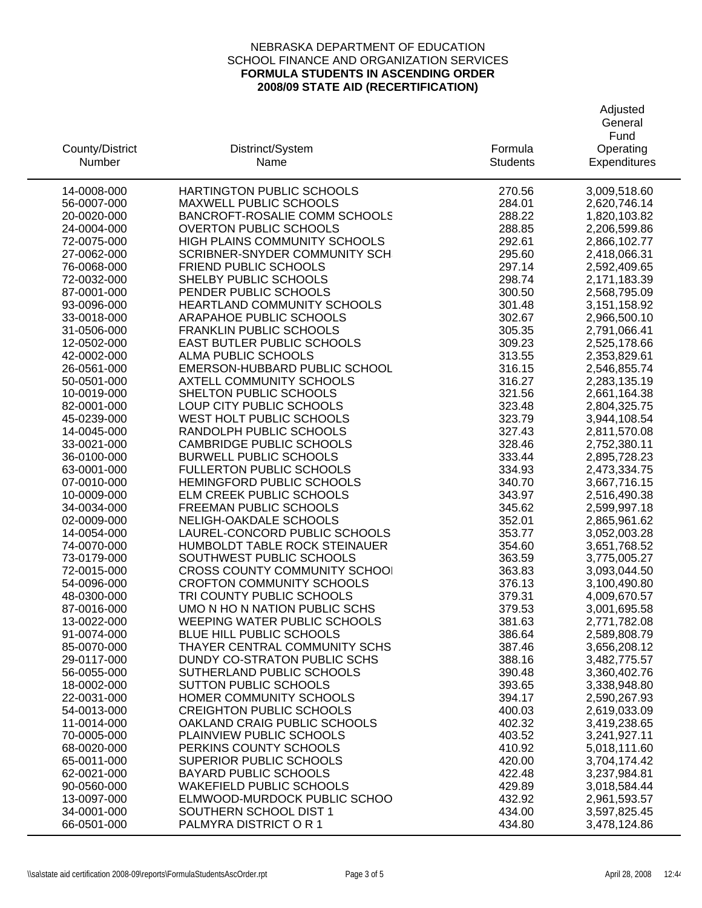NEBRASKA DEPARTMENT OF EDUCATION
SCHOOL FINANCE AND ORGANIZATION SERVICES
**FORMULA STUDENTS IN ASCENDING ORDER**
**2008/09 STATE AID (RECERTIFICATION)**

| County/District Number | Distrinct/System Name | Formula Students | Adjusted General Fund Operating Expenditures |
|---|---|---|---|
| 14-0008-000 | HARTINGTON PUBLIC SCHOOLS | 270.56 | 3,009,518.60 |
| 56-0007-000 | MAXWELL PUBLIC SCHOOLS | 284.01 | 2,620,746.14 |
| 20-0020-000 | BANCROFT-ROSALIE COMM SCHOOLS | 288.22 | 1,820,103.82 |
| 24-0004-000 | OVERTON PUBLIC SCHOOLS | 288.85 | 2,206,599.86 |
| 72-0075-000 | HIGH PLAINS COMMUNITY SCHOOLS | 292.61 | 2,866,102.77 |
| 27-0062-000 | SCRIBNER-SNYDER COMMUNITY SCH | 295.60 | 2,418,066.31 |
| 76-0068-000 | FRIEND PUBLIC SCHOOLS | 297.14 | 2,592,409.65 |
| 72-0032-000 | SHELBY PUBLIC SCHOOLS | 298.74 | 2,171,183.39 |
| 87-0001-000 | PENDER PUBLIC SCHOOLS | 300.50 | 2,568,795.09 |
| 93-0096-000 | HEARTLAND COMMUNITY SCHOOLS | 301.48 | 3,151,158.92 |
| 33-0018-000 | ARAPAHOE PUBLIC SCHOOLS | 302.67 | 2,966,500.10 |
| 31-0506-000 | FRANKLIN PUBLIC SCHOOLS | 305.35 | 2,791,066.41 |
| 12-0502-000 | EAST BUTLER PUBLIC SCHOOLS | 309.23 | 2,525,178.66 |
| 42-0002-000 | ALMA PUBLIC SCHOOLS | 313.55 | 2,353,829.61 |
| 26-0561-000 | EMERSON-HUBBARD PUBLIC SCHOOL | 316.15 | 2,546,855.74 |
| 50-0501-000 | AXTELL COMMUNITY SCHOOLS | 316.27 | 2,283,135.19 |
| 10-0019-000 | SHELTON PUBLIC SCHOOLS | 321.56 | 2,661,164.38 |
| 82-0001-000 | LOUP CITY PUBLIC SCHOOLS | 323.48 | 2,804,325.75 |
| 45-0239-000 | WEST HOLT PUBLIC SCHOOLS | 323.79 | 3,944,108.54 |
| 14-0045-000 | RANDOLPH PUBLIC SCHOOLS | 327.43 | 2,811,570.08 |
| 33-0021-000 | CAMBRIDGE PUBLIC SCHOOLS | 328.46 | 2,752,380.11 |
| 36-0100-000 | BURWELL PUBLIC SCHOOLS | 333.44 | 2,895,728.23 |
| 63-0001-000 | FULLERTON PUBLIC SCHOOLS | 334.93 | 2,473,334.75 |
| 07-0010-000 | HEMINGFORD PUBLIC SCHOOLS | 340.70 | 3,667,716.15 |
| 10-0009-000 | ELM CREEK PUBLIC SCHOOLS | 343.97 | 2,516,490.38 |
| 34-0034-000 | FREEMAN PUBLIC SCHOOLS | 345.62 | 2,599,997.18 |
| 02-0009-000 | NELIGH-OAKDALE SCHOOLS | 352.01 | 2,865,961.62 |
| 14-0054-000 | LAUREL-CONCORD PUBLIC SCHOOLS | 353.77 | 3,052,003.28 |
| 74-0070-000 | HUMBOLDT TABLE ROCK STEINAUER | 354.60 | 3,651,768.52 |
| 73-0179-000 | SOUTHWEST PUBLIC SCHOOLS | 363.59 | 3,775,005.27 |
| 72-0015-000 | CROSS COUNTY COMMUNITY SCHOOI | 363.83 | 3,093,044.50 |
| 54-0096-000 | CROFTON COMMUNITY SCHOOLS | 376.13 | 3,100,490.80 |
| 48-0300-000 | TRI COUNTY PUBLIC SCHOOLS | 379.31 | 4,009,670.57 |
| 87-0016-000 | UMO N HO N NATION PUBLIC SCHS | 379.53 | 3,001,695.58 |
| 13-0022-000 | WEEPING WATER PUBLIC SCHOOLS | 381.63 | 2,771,782.08 |
| 91-0074-000 | BLUE HILL PUBLIC SCHOOLS | 386.64 | 2,589,808.79 |
| 85-0070-000 | THAYER CENTRAL COMMUNITY SCHS | 387.46 | 3,656,208.12 |
| 29-0117-000 | DUNDY CO-STRATON PUBLIC SCHS | 388.16 | 3,482,775.57 |
| 56-0055-000 | SUTHERLAND PUBLIC SCHOOLS | 390.48 | 3,360,402.76 |
| 18-0002-000 | SUTTON PUBLIC SCHOOLS | 393.65 | 3,338,948.80 |
| 22-0031-000 | HOMER COMMUNITY SCHOOLS | 394.17 | 2,590,267.93 |
| 54-0013-000 | CREIGHTON PUBLIC SCHOOLS | 400.03 | 2,619,033.09 |
| 11-0014-000 | OAKLAND CRAIG PUBLIC SCHOOLS | 402.32 | 3,419,238.65 |
| 70-0005-000 | PLAINVIEW PUBLIC SCHOOLS | 403.52 | 3,241,927.11 |
| 68-0020-000 | PERKINS COUNTY SCHOOLS | 410.92 | 5,018,111.60 |
| 65-0011-000 | SUPERIOR PUBLIC SCHOOLS | 420.00 | 3,704,174.42 |
| 62-0021-000 | BAYARD PUBLIC SCHOOLS | 422.48 | 3,237,984.81 |
| 90-0560-000 | WAKEFIELD PUBLIC SCHOOLS | 429.89 | 3,018,584.44 |
| 13-0097-000 | ELMWOOD-MURDOCK PUBLIC SCHOO | 432.92 | 2,961,593.57 |
| 34-0001-000 | SOUTHERN SCHOOL DIST 1 | 434.00 | 3,597,825.45 |
| 66-0501-000 | PALMYRA DISTRICT O R 1 | 434.80 | 3,478,124.86 |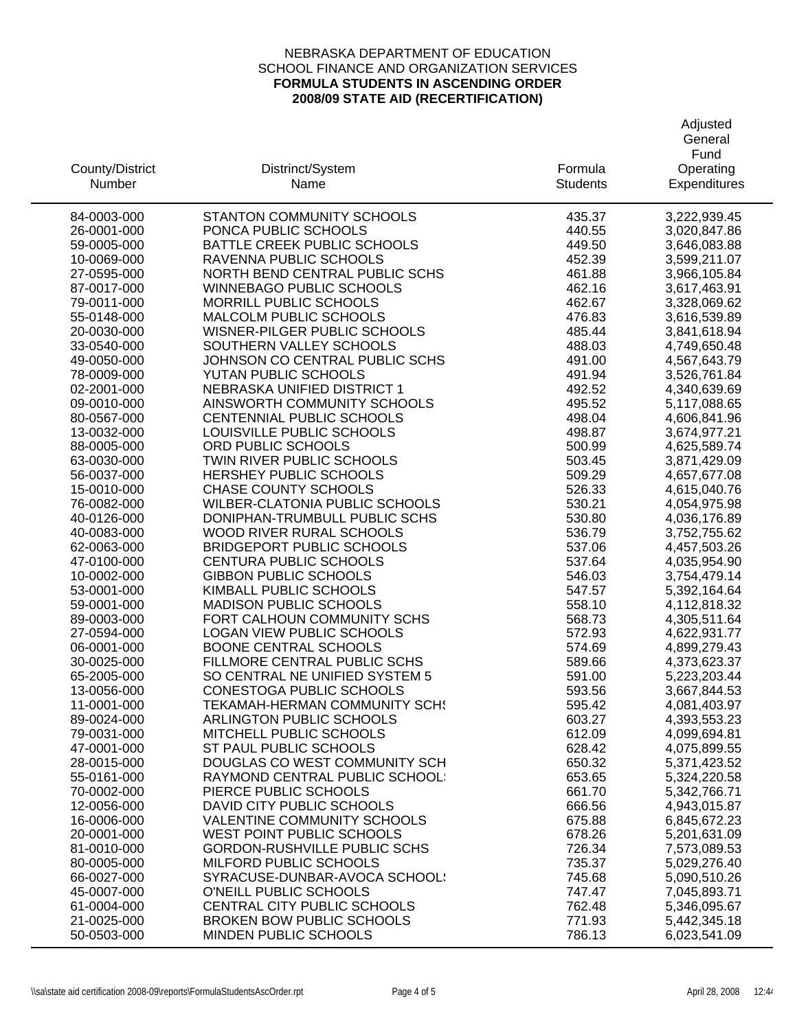NEBRASKA DEPARTMENT OF EDUCATION
SCHOOL FINANCE AND ORGANIZATION SERVICES
**FORMULA STUDENTS IN ASCENDING ORDER**
**2008/09 STATE AID (RECERTIFICATION)**

| County/District Number | Distrinct/System Name | Formula Students | Adjusted General Fund Operating Expenditures |
|---|---|---|---|
| 84-0003-000 | STANTON COMMUNITY SCHOOLS | 435.37 | 3,222,939.45 |
| 26-0001-000 | PONCA PUBLIC SCHOOLS | 440.55 | 3,020,847.86 |
| 59-0005-000 | BATTLE CREEK PUBLIC SCHOOLS | 449.50 | 3,646,083.88 |
| 10-0069-000 | RAVENNA PUBLIC SCHOOLS | 452.39 | 3,599,211.07 |
| 27-0595-000 | NORTH BEND CENTRAL PUBLIC SCHS | 461.88 | 3,966,105.84 |
| 87-0017-000 | WINNEBAGO PUBLIC SCHOOLS | 462.16 | 3,617,463.91 |
| 79-0011-000 | MORRILL PUBLIC SCHOOLS | 462.67 | 3,328,069.62 |
| 55-0148-000 | MALCOLM PUBLIC SCHOOLS | 476.83 | 3,616,539.89 |
| 20-0030-000 | WISNER-PILGER PUBLIC SCHOOLS | 485.44 | 3,841,618.94 |
| 33-0540-000 | SOUTHERN VALLEY SCHOOLS | 488.03 | 4,749,650.48 |
| 49-0050-000 | JOHNSON CO CENTRAL PUBLIC SCHS | 491.00 | 4,567,643.79 |
| 78-0009-000 | YUTAN PUBLIC SCHOOLS | 491.94 | 3,526,761.84 |
| 02-2001-000 | NEBRASKA UNIFIED DISTRICT 1 | 492.52 | 4,340,639.69 |
| 09-0010-000 | AINSWORTH COMMUNITY SCHOOLS | 495.52 | 5,117,088.65 |
| 80-0567-000 | CENTENNIAL PUBLIC SCHOOLS | 498.04 | 4,606,841.96 |
| 13-0032-000 | LOUISVILLE PUBLIC SCHOOLS | 498.87 | 3,674,977.21 |
| 88-0005-000 | ORD PUBLIC SCHOOLS | 500.99 | 4,625,589.74 |
| 63-0030-000 | TWIN RIVER PUBLIC SCHOOLS | 503.45 | 3,871,429.09 |
| 56-0037-000 | HERSHEY PUBLIC SCHOOLS | 509.29 | 4,657,677.08 |
| 15-0010-000 | CHASE COUNTY SCHOOLS | 526.33 | 4,615,040.76 |
| 76-0082-000 | WILBER-CLATONIA PUBLIC SCHOOLS | 530.21 | 4,054,975.98 |
| 40-0126-000 | DONIPHAN-TRUMBULL PUBLIC SCHS | 530.80 | 4,036,176.89 |
| 40-0083-000 | WOOD RIVER RURAL SCHOOLS | 536.79 | 3,752,755.62 |
| 62-0063-000 | BRIDGEPORT PUBLIC SCHOOLS | 537.06 | 4,457,503.26 |
| 47-0100-000 | CENTURA PUBLIC SCHOOLS | 537.64 | 4,035,954.90 |
| 10-0002-000 | GIBBON PUBLIC SCHOOLS | 546.03 | 3,754,479.14 |
| 53-0001-000 | KIMBALL PUBLIC SCHOOLS | 547.57 | 5,392,164.64 |
| 59-0001-000 | MADISON PUBLIC SCHOOLS | 558.10 | 4,112,818.32 |
| 89-0003-000 | FORT CALHOUN COMMUNITY SCHS | 568.73 | 4,305,511.64 |
| 27-0594-000 | LOGAN VIEW PUBLIC SCHOOLS | 572.93 | 4,622,931.77 |
| 06-0001-000 | BOONE CENTRAL SCHOOLS | 574.69 | 4,899,279.43 |
| 30-0025-000 | FILLMORE CENTRAL PUBLIC SCHS | 589.66 | 4,373,623.37 |
| 65-2005-000 | SO CENTRAL NE UNIFIED SYSTEM 5 | 591.00 | 5,223,203.44 |
| 13-0056-000 | CONESTOGA PUBLIC SCHOOLS | 593.56 | 3,667,844.53 |
| 11-0001-000 | TEKAMAH-HERMAN COMMUNITY SCHS | 595.42 | 4,081,403.97 |
| 89-0024-000 | ARLINGTON PUBLIC SCHOOLS | 603.27 | 4,393,553.23 |
| 79-0031-000 | MITCHELL PUBLIC SCHOOLS | 612.09 | 4,099,694.81 |
| 47-0001-000 | ST PAUL PUBLIC SCHOOLS | 628.42 | 4,075,899.55 |
| 28-0015-000 | DOUGLAS CO WEST COMMUNITY SCH | 650.32 | 5,371,423.52 |
| 55-0161-000 | RAYMOND CENTRAL PUBLIC SCHOOLS | 653.65 | 5,324,220.58 |
| 70-0002-000 | PIERCE PUBLIC SCHOOLS | 661.70 | 5,342,766.71 |
| 12-0056-000 | DAVID CITY PUBLIC SCHOOLS | 666.56 | 4,943,015.87 |
| 16-0006-000 | VALENTINE COMMUNITY SCHOOLS | 675.88 | 6,845,672.23 |
| 20-0001-000 | WEST POINT PUBLIC SCHOOLS | 678.26 | 5,201,631.09 |
| 81-0010-000 | GORDON-RUSHVILLE PUBLIC SCHS | 726.34 | 7,573,089.53 |
| 80-0005-000 | MILFORD PUBLIC SCHOOLS | 735.37 | 5,029,276.40 |
| 66-0027-000 | SYRACUSE-DUNBAR-AVOCA SCHOOLS | 745.68 | 5,090,510.26 |
| 45-0007-000 | O'NEILL PUBLIC SCHOOLS | 747.47 | 7,045,893.71 |
| 61-0004-000 | CENTRAL CITY PUBLIC SCHOOLS | 762.48 | 5,346,095.67 |
| 21-0025-000 | BROKEN BOW PUBLIC SCHOOLS | 771.93 | 5,442,345.18 |
| 50-0503-000 | MINDEN PUBLIC SCHOOLS | 786.13 | 6,023,541.09 |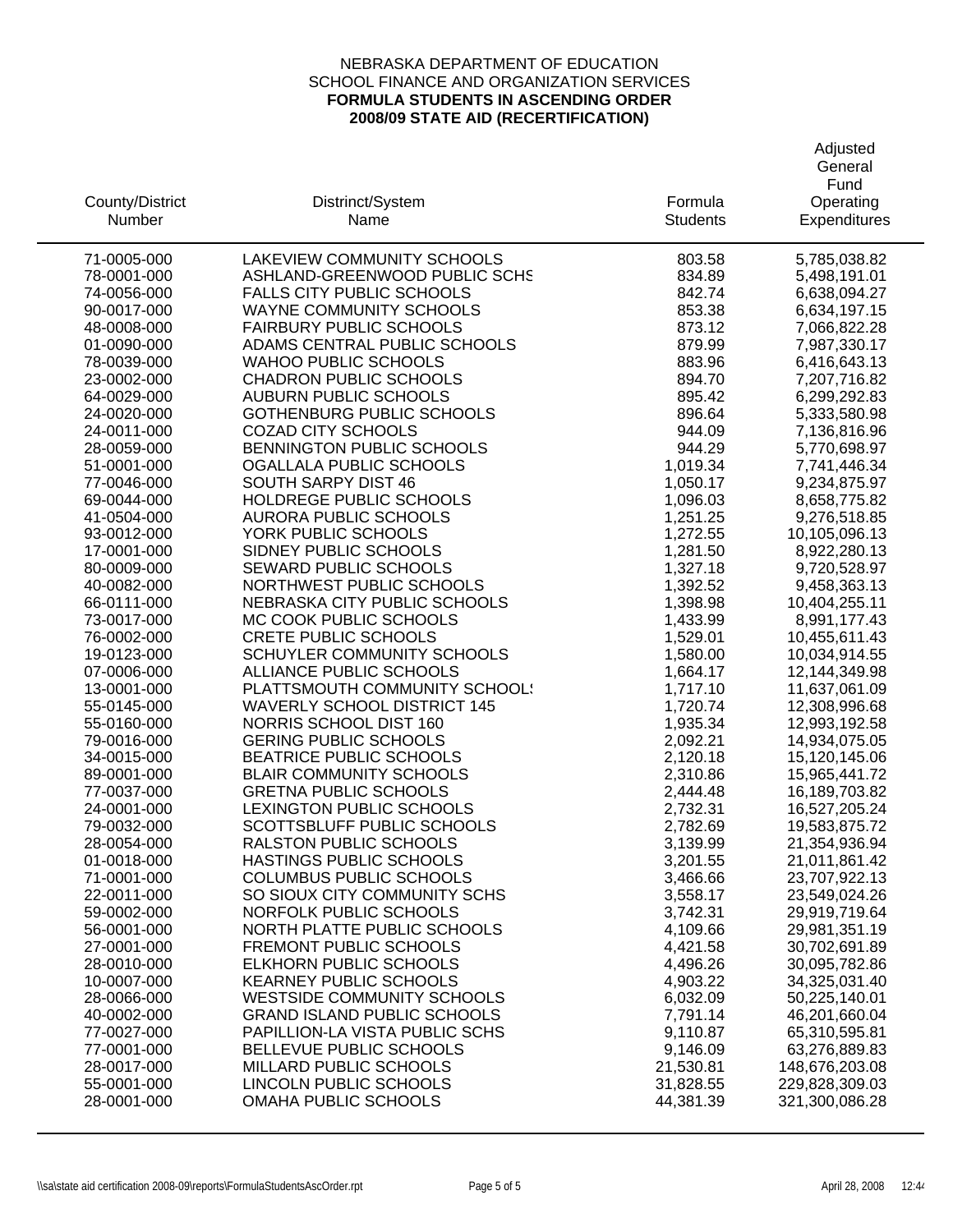NEBRASKA DEPARTMENT OF EDUCATION
SCHOOL FINANCE AND ORGANIZATION SERVICES
**FORMULA STUDENTS IN ASCENDING ORDER**
**2008/09 STATE AID (RECERTIFICATION)**

| County/District Number | Distrinct/System Name | Formula Students | Adjusted General Fund Operating Expenditures |
|---|---|---|---|
| 71-0005-000 | LAKEVIEW COMMUNITY SCHOOLS | 803.58 | 5,785,038.82 |
| 78-0001-000 | ASHLAND-GREENWOOD PUBLIC SCHS | 834.89 | 5,498,191.01 |
| 74-0056-000 | FALLS CITY PUBLIC SCHOOLS | 842.74 | 6,638,094.27 |
| 90-0017-000 | WAYNE COMMUNITY SCHOOLS | 853.38 | 6,634,197.15 |
| 48-0008-000 | FAIRBURY PUBLIC SCHOOLS | 873.12 | 7,066,822.28 |
| 01-0090-000 | ADAMS CENTRAL PUBLIC SCHOOLS | 879.99 | 7,987,330.17 |
| 78-0039-000 | WAHOO PUBLIC SCHOOLS | 883.96 | 6,416,643.13 |
| 23-0002-000 | CHADRON PUBLIC SCHOOLS | 894.70 | 7,207,716.82 |
| 64-0029-000 | AUBURN PUBLIC SCHOOLS | 895.42 | 6,299,292.83 |
| 24-0020-000 | GOTHENBURG PUBLIC SCHOOLS | 896.64 | 5,333,580.98 |
| 24-0011-000 | COZAD CITY SCHOOLS | 944.09 | 7,136,816.96 |
| 28-0059-000 | BENNINGTON PUBLIC SCHOOLS | 944.29 | 5,770,698.97 |
| 51-0001-000 | OGALLALA PUBLIC SCHOOLS | 1,019.34 | 7,741,446.34 |
| 77-0046-000 | SOUTH SARPY DIST 46 | 1,050.17 | 9,234,875.97 |
| 69-0044-000 | HOLDREGE PUBLIC SCHOOLS | 1,096.03 | 8,658,775.82 |
| 41-0504-000 | AURORA PUBLIC SCHOOLS | 1,251.25 | 9,276,518.85 |
| 93-0012-000 | YORK PUBLIC SCHOOLS | 1,272.55 | 10,105,096.13 |
| 17-0001-000 | SIDNEY PUBLIC SCHOOLS | 1,281.50 | 8,922,280.13 |
| 80-0009-000 | SEWARD PUBLIC SCHOOLS | 1,327.18 | 9,720,528.97 |
| 40-0082-000 | NORTHWEST PUBLIC SCHOOLS | 1,392.52 | 9,458,363.13 |
| 66-0111-000 | NEBRASKA CITY PUBLIC SCHOOLS | 1,398.98 | 10,404,255.11 |
| 73-0017-000 | MC COOK PUBLIC SCHOOLS | 1,433.99 | 8,991,177.43 |
| 76-0002-000 | CRETE PUBLIC SCHOOLS | 1,529.01 | 10,455,611.43 |
| 19-0123-000 | SCHUYLER COMMUNITY SCHOOLS | 1,580.00 | 10,034,914.55 |
| 07-0006-000 | ALLIANCE PUBLIC SCHOOLS | 1,664.17 | 12,144,349.98 |
| 13-0001-000 | PLATTSMOUTH COMMUNITY SCHOOLS | 1,717.10 | 11,637,061.09 |
| 55-0145-000 | WAVERLY SCHOOL DISTRICT 145 | 1,720.74 | 12,308,996.68 |
| 55-0160-000 | NORRIS SCHOOL DIST 160 | 1,935.34 | 12,993,192.58 |
| 79-0016-000 | GERING PUBLIC SCHOOLS | 2,092.21 | 14,934,075.05 |
| 34-0015-000 | BEATRICE PUBLIC SCHOOLS | 2,120.18 | 15,120,145.06 |
| 89-0001-000 | BLAIR COMMUNITY SCHOOLS | 2,310.86 | 15,965,441.72 |
| 77-0037-000 | GRETNA PUBLIC SCHOOLS | 2,444.48 | 16,189,703.82 |
| 24-0001-000 | LEXINGTON PUBLIC SCHOOLS | 2,732.31 | 16,527,205.24 |
| 79-0032-000 | SCOTTSBLUFF PUBLIC SCHOOLS | 2,782.69 | 19,583,875.72 |
| 28-0054-000 | RALSTON PUBLIC SCHOOLS | 3,139.99 | 21,354,936.94 |
| 01-0018-000 | HASTINGS PUBLIC SCHOOLS | 3,201.55 | 21,011,861.42 |
| 71-0001-000 | COLUMBUS PUBLIC SCHOOLS | 3,466.66 | 23,707,922.13 |
| 22-0011-000 | SO SIOUX CITY COMMUNITY SCHS | 3,558.17 | 23,549,024.26 |
| 59-0002-000 | NORFOLK PUBLIC SCHOOLS | 3,742.31 | 29,919,719.64 |
| 56-0001-000 | NORTH PLATTE PUBLIC SCHOOLS | 4,109.66 | 29,981,351.19 |
| 27-0001-000 | FREMONT PUBLIC SCHOOLS | 4,421.58 | 30,702,691.89 |
| 28-0010-000 | ELKHORN PUBLIC SCHOOLS | 4,496.26 | 30,095,782.86 |
| 10-0007-000 | KEARNEY PUBLIC SCHOOLS | 4,903.22 | 34,325,031.40 |
| 28-0066-000 | WESTSIDE COMMUNITY SCHOOLS | 6,032.09 | 50,225,140.01 |
| 40-0002-000 | GRAND ISLAND PUBLIC SCHOOLS | 7,791.14 | 46,201,660.04 |
| 77-0027-000 | PAPILLION-LA VISTA PUBLIC SCHS | 9,110.87 | 65,310,595.81 |
| 77-0001-000 | BELLEVUE PUBLIC SCHOOLS | 9,146.09 | 63,276,889.83 |
| 28-0017-000 | MILLARD PUBLIC SCHOOLS | 21,530.81 | 148,676,203.08 |
| 55-0001-000 | LINCOLN PUBLIC SCHOOLS | 31,828.55 | 229,828,309.03 |
| 28-0001-000 | OMAHA PUBLIC SCHOOLS | 44,381.39 | 321,300,086.28 |